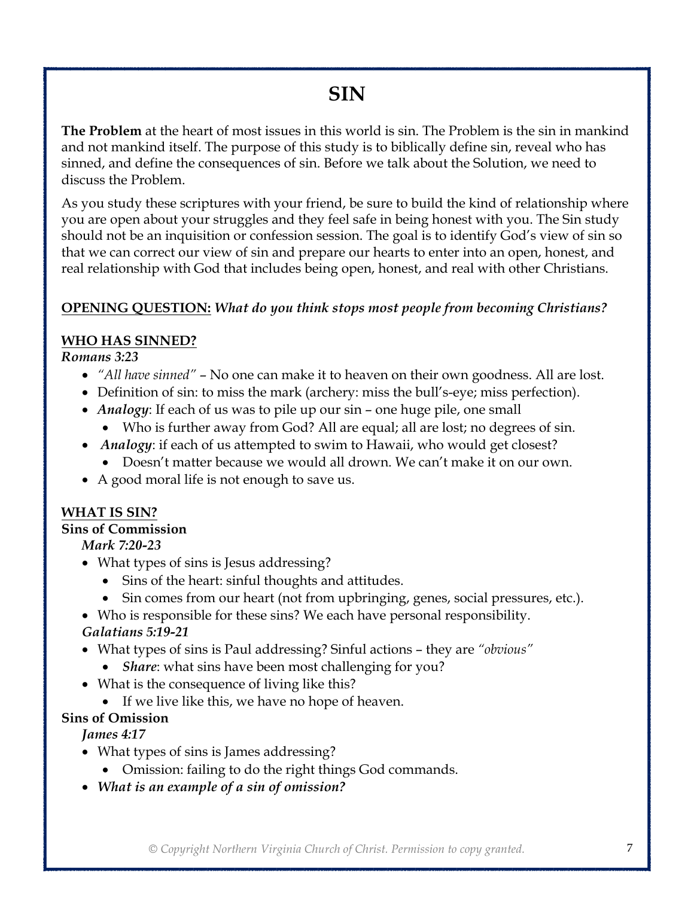# SIN

**The Problem** at the heart of most issues in this world is sin. The Problem is the sin in mankind and not mankind itself. The purpose of this study is to biblically define sin, reveal who has sinned, and define the consequences of sin. Before we talk about the Solution, we need to discuss the Problem.

As you study these scriptures with your friend, be sure to build the kind of relationship where you are open about your struggles and they feel safe in being honest with you. The Sin study should not be an inquisition or confession session. The goal is to identify God's view of sin so that we can correct our view of sin and prepare our hearts to enter into an open, honest, and real relationship with God that includes being open, honest, and real with other Christians.

**<u>OPENING QUESTION:</u>** ***What do you think stops most people from becoming Christians?***

**<u>WHO HAS SINNED?</u>**

***Romans 3:23***

- *"All have sinned"* – No one can make it to heaven on their own goodness. All are lost.
- Definition of sin: to miss the mark (archery: miss the bull's-eye; miss perfection).
- ***Analogy***: If each of us was to pile up our sin – one huge pile, one small
  - Who is further away from God? All are equal; all are lost; no degrees of sin.
- ***Analogy***: if each of us attempted to swim to Hawaii, who would get closest?
  - Doesn't matter because we would all drown. We can't make it on our own.
- A good moral life is not enough to save us.

**<u>WHAT IS SIN?</u>**

**Sins of Commission**

***Mark 7:20-23***

- What types of sins is Jesus addressing?
  - Sins of the heart: sinful thoughts and attitudes.
  - Sin comes from our heart (not from upbringing, genes, social pressures, etc.).
- Who is responsible for these sins? We each have personal responsibility.

***Galatians 5:19-21***

- What types of sins is Paul addressing? Sinful actions – they are *"obvious"*
  - ***Share***: what sins have been most challenging for you?
- What is the consequence of living like this?
  - If we live like this, we have no hope of heaven.

**Sins of Omission**

***James 4:17***

- What types of sins is James addressing?
  - Omission: failing to do the right things God commands.
- ***What is an example of a sin of omission?***

*© Copyright Northern Virginia Church of Christ. Permission to copy granted.*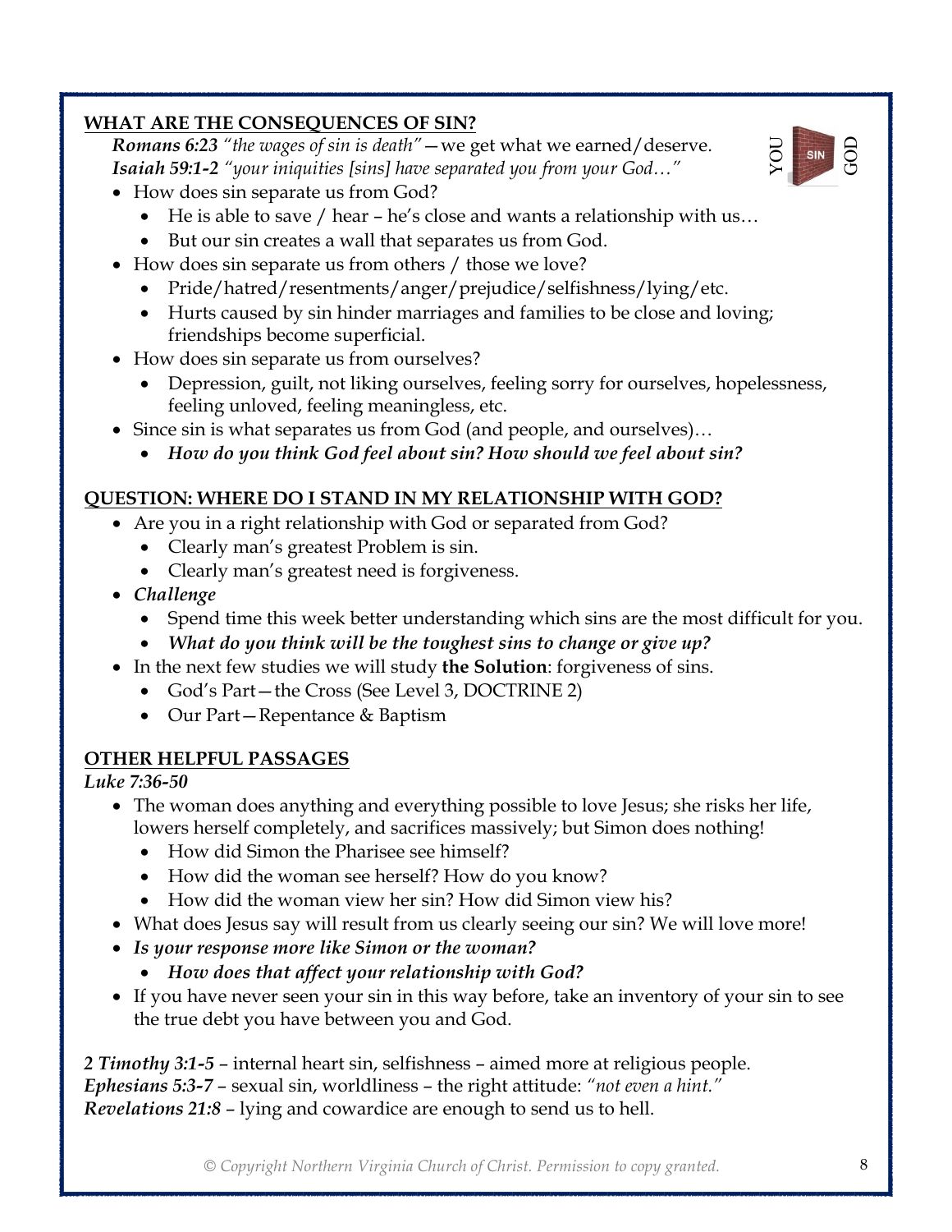**<u>WHAT ARE THE CONSEQUENCES OF SIN?</u>**

***Romans 6:23*** *"the wages of sin is death"*—we get what we earned/deserve.
***Isaiah 59:1-2*** *"your iniquities [sins] have separated you from your God…"*

- How does sin separate us from God?
  - He is able to save / hear – he's close and wants a relationship with us…
  - But our sin creates a wall that separates us from God.
- How does sin separate us from others / those we love?
  - Pride/hatred/resentments/anger/prejudice/selfishness/lying/etc.
  - Hurts caused by sin hinder marriages and families to be close and loving; friendships become superficial.
- How does sin separate us from ourselves?
  - Depression, guilt, not liking ourselves, feeling sorry for ourselves, hopelessness, feeling unloved, feeling meaningless, etc.
- Since sin is what separates us from God (and people, and ourselves)…
  - ***How do you think God feel about sin? How should we feel about sin?***

**<u>QUESTION: WHERE DO I STAND IN MY RELATIONSHIP WITH GOD?</u>**

- Are you in a right relationship with God or separated from God?
  - Clearly man's greatest Problem is sin.
  - Clearly man's greatest need is forgiveness.
- ***Challenge***
  - Spend time this week better understanding which sins are the most difficult for you.
  - ***What do you think will be the toughest sins to change or give up?***
- In the next few studies we will study **the Solution**: forgiveness of sins.
  - God's Part—the Cross (See Level 3, DOCTRINE 2)
  - Our Part—Repentance & Baptism

**<u>OTHER HELPFUL PASSAGES</u>**

***Luke 7:36-50***

- The woman does anything and everything possible to love Jesus; she risks her life, lowers herself completely, and sacrifices massively; but Simon does nothing!
  - How did Simon the Pharisee see himself?
  - How did the woman see herself? How do you know?
  - How did the woman view her sin? How did Simon view his?
- What does Jesus say will result from us clearly seeing our sin? We will love more!
- ***Is your response more like Simon or the woman?***
  - ***How does that affect your relationship with God?***
- If you have never seen your sin in this way before, take an inventory of your sin to see the true debt you have between you and God.

***2 Timothy 3:1-5*** – internal heart sin, selfishness – aimed more at religious people.
***Ephesians 5:3-7*** – sexual sin, worldliness – the right attitude: *"not even a hint."*
***Revelations 21:8*** – lying and cowardice are enough to send us to hell.

*© Copyright Northern Virginia Church of Christ. Permission to copy granted.*